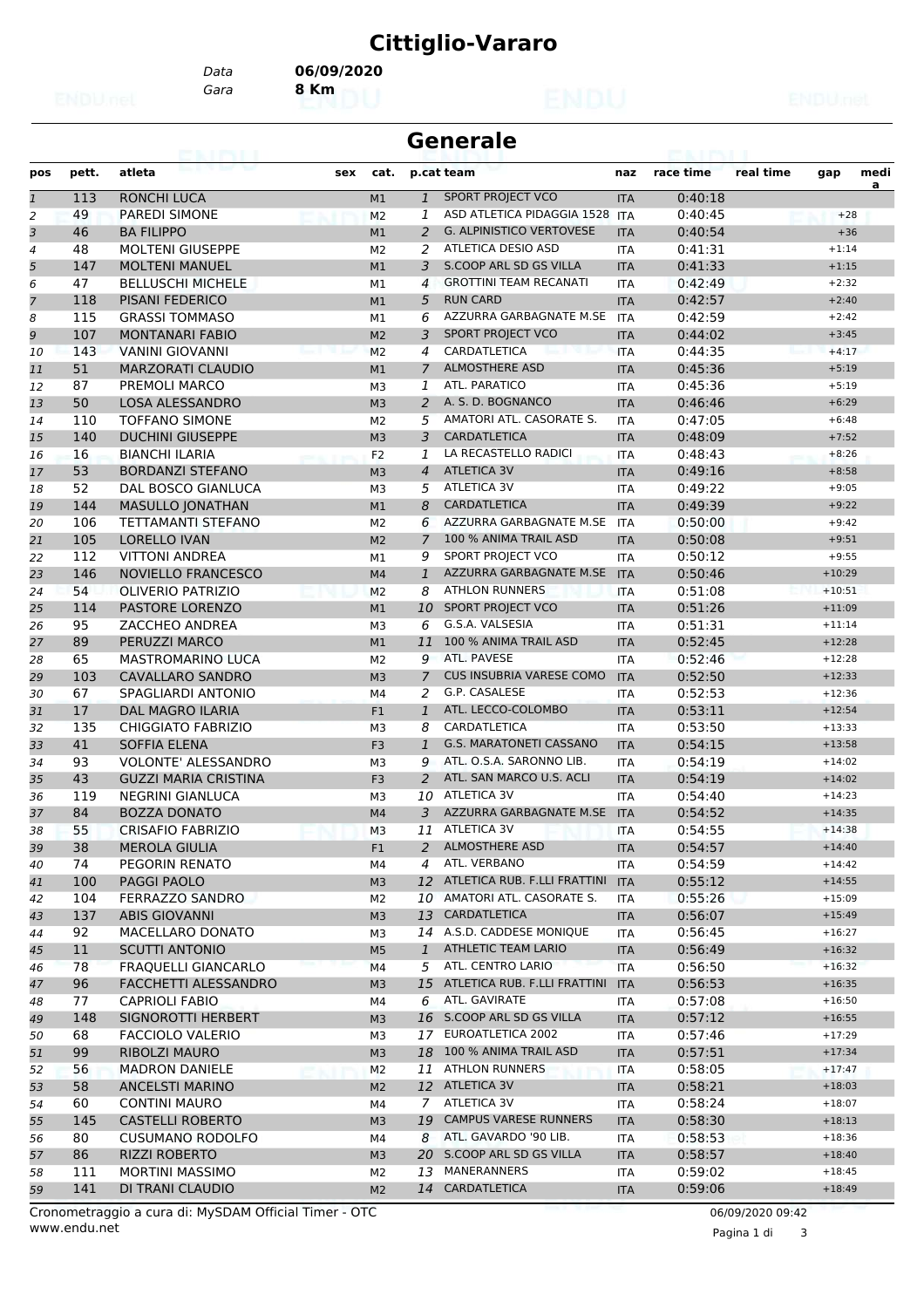# Cittiglio-Vararo

Data **06/09/2020**

Gara **8 Km**

## Generale

| pos | pett. | atleta | sex | cat. | p.cat | team | naz | race time | real time | gap | media |
|---|---|---|---|---|---|---|---|---|---|---|---|
| 1 | 113 | RONCHI LUCA | | M1 | 1 | SPORT PROJECT VCO | ITA | 0:40:18 | | | |
| 2 | 49 | PAREDI SIMONE | | M2 | 1 | ASD ATLETICA PIDAGGIA 1528 | ITA | 0:40:45 | | +28 | |
| 3 | 46 | BA FILIPPO | | M1 | 2 | G. ALPINISTICO VERTOVESE | ITA | 0:40:54 | | +36 | |
| 4 | 48 | MOLTENI GIUSEPPE | | M2 | 2 | ATLETICA DESIO ASD | ITA | 0:41:31 | | +1:14 | |
| 5 | 147 | MOLTENI MANUEL | | M1 | 3 | S.COOP ARL SD GS VILLA | ITA | 0:41:33 | | +1:15 | |
| 6 | 47 | BELLUSCHI MICHELE | | M1 | 4 | GROTTINI TEAM RECANATI | ITA | 0:42:49 | | +2:32 | |
| 7 | 118 | PISANI FEDERICO | | M1 | 5 | RUN CARD | ITA | 0:42:57 | | +2:40 | |
| 8 | 115 | GRASSI TOMMASO | | M1 | 6 | AZZURRA GARBAGNATE M.SE | ITA | 0:42:59 | | +2:42 | |
| 9 | 107 | MONTANARI FABIO | | M2 | 3 | SPORT PROJECT VCO | ITA | 0:44:02 | | +3:45 | |
| 10 | 143 | VANINI GIOVANNI | | M2 | 4 | CARDATLETICA | ITA | 0:44:35 | | +4:17 | |
| 11 | 51 | MARZORATI CLAUDIO | | M1 | 7 | ALMOSTHERE ASD | ITA | 0:45:36 | | +5:19 | |
| 12 | 87 | PREMOLI MARCO | | M3 | 1 | ATL. PARATICO | ITA | 0:45:36 | | +5:19 | |
| 13 | 50 | LOSA ALESSANDRO | | M3 | 2 | A. S. D. BOGNANCO | ITA | 0:46:46 | | +6:29 | |
| 14 | 110 | TOFFANO SIMONE | | M2 | 5 | AMATORI ATL. CASORATE S. | ITA | 0:47:05 | | +6:48 | |
| 15 | 140 | DUCHINI GIUSEPPE | | M3 | 3 | CARDATLETICA | ITA | 0:48:09 | | +7:52 | |
| 16 | 16 | BIANCHI ILARIA | | F2 | 1 | LA RECASTELLO RADICI | ITA | 0:48:43 | | +8:26 | |
| 17 | 53 | BORDANZI STEFANO | | M3 | 4 | ATLETICA 3V | ITA | 0:49:16 | | +8:58 | |
| 18 | 52 | DAL BOSCO GIANLUCA | | M3 | 5 | ATLETICA 3V | ITA | 0:49:22 | | +9:05 | |
| 19 | 144 | MASULLO JONATHAN | | M1 | 8 | CARDATLETICA | ITA | 0:49:39 | | +9:22 | |
| 20 | 106 | TETTAMANTI STEFANO | | M2 | 6 | AZZURRA GARBAGNATE M.SE | ITA | 0:50:00 | | +9:42 | |
| 21 | 105 | LORELLO IVAN | | M2 | 7 | 100 % ANIMA TRAIL ASD | ITA | 0:50:08 | | +9:51 | |
| 22 | 112 | VITTONI ANDREA | | M1 | 9 | SPORT PROJECT VCO | ITA | 0:50:12 | | +9:55 | |
| 23 | 146 | NOVIELLO FRANCESCO | | M4 | 1 | AZZURRA GARBAGNATE M.SE | ITA | 0:50:46 | | +10:29 | |
| 24 | 54 | OLIVERIO PATRIZIO | | M2 | 8 | ATHLON RUNNERS | ITA | 0:51:08 | | +10:51 | |
| 25 | 114 | PASTORE LORENZO | | M1 | 10 | SPORT PROJECT VCO | ITA | 0:51:26 | | +11:09 | |
| 26 | 95 | ZACCHEO ANDREA | | M3 | 6 | G.S.A. VALSESIA | ITA | 0:51:31 | | +11:14 | |
| 27 | 89 | PERUZZI MARCO | | M1 | 11 | 100 % ANIMA TRAIL ASD | ITA | 0:52:45 | | +12:28 | |
| 28 | 65 | MASTROMARINO LUCA | | M2 | 9 | ATL. PAVESE | ITA | 0:52:46 | | +12:28 | |
| 29 | 103 | CAVALLARO SANDRO | | M3 | 7 | CUS INSUBRIA VARESE COMO | ITA | 0:52:50 | | +12:33 | |
| 30 | 67 | SPAGLIARDI ANTONIO | | M4 | 2 | G.P. CASALESE | ITA | 0:52:53 | | +12:36 | |
| 31 | 17 | DAL MAGRO ILARIA | | F1 | 1 | ATL. LECCO-COLOMBO | ITA | 0:53:11 | | +12:54 | |
| 32 | 135 | CHIGGIATO FABRIZIO | | M3 | 8 | CARDATLETICA | ITA | 0:53:50 | | +13:33 | |
| 33 | 41 | SOFFIA ELENA | | F3 | 1 | G.S. MARATONETI CASSANO | ITA | 0:54:15 | | +13:58 | |
| 34 | 93 | VOLONTE' ALESSANDRO | | M3 | 9 | ATL. O.S.A. SARONNO LIB. | ITA | 0:54:19 | | +14:02 | |
| 35 | 43 | GUZZI MARIA CRISTINA | | F3 | 2 | ATL. SAN MARCO U.S. ACLI | ITA | 0:54:19 | | +14:02 | |
| 36 | 119 | NEGRINI GIANLUCA | | M3 | 10 | ATLETICA 3V | ITA | 0:54:40 | | +14:23 | |
| 37 | 84 | BOZZA DONATO | | M4 | 3 | AZZURRA GARBAGNATE M.SE | ITA | 0:54:52 | | +14:35 | |
| 38 | 55 | CRISAFIO FABRIZIO | | M3 | 11 | ATLETICA 3V | ITA | 0:54:55 | | +14:38 | |
| 39 | 38 | MEROLA GIULIA | | F1 | 2 | ALMOSTHERE ASD | ITA | 0:54:57 | | +14:40 | |
| 40 | 74 | PEGORIN RENATO | | M4 | 4 | ATL. VERBANO | ITA | 0:54:59 | | +14:42 | |
| 41 | 100 | PAGGI PAOLO | | M3 | 12 | ATLETICA RUB. F.LLI FRATTINI | ITA | 0:55:12 | | +14:55 | |
| 42 | 104 | FERRAZZO SANDRO | | M2 | 10 | AMATORI ATL. CASORATE S. | ITA | 0:55:26 | | +15:09 | |
| 43 | 137 | ABIS GIOVANNI | | M3 | 13 | CARDATLETICA | ITA | 0:56:07 | | +15:49 | |
| 44 | 92 | MACELLARO DONATO | | M3 | 14 | A.S.D. CADDESE MONIQUE | ITA | 0:56:45 | | +16:27 | |
| 45 | 11 | SCUTTI ANTONIO | | M5 | 1 | ATHLETIC TEAM LARIO | ITA | 0:56:49 | | +16:32 | |
| 46 | 78 | FRAQUELLI GIANCARLO | | M4 | 5 | ATL. CENTRO LARIO | ITA | 0:56:50 | | +16:32 | |
| 47 | 96 | FACCHETTI ALESSANDRO | | M3 | 15 | ATLETICA RUB. F.LLI FRATTINI | ITA | 0:56:53 | | +16:35 | |
| 48 | 77 | CAPRIOLI FABIO | | M4 | 6 | ATL. GAVIRATE | ITA | 0:57:08 | | +16:50 | |
| 49 | 148 | SIGNOROTTI HERBERT | | M3 | 16 | S.COOP ARL SD GS VILLA | ITA | 0:57:12 | | +16:55 | |
| 50 | 68 | FACCIOLO VALERIO | | M3 | 17 | EUROATLETICA 2002 | ITA | 0:57:46 | | +17:29 | |
| 51 | 99 | RIBOLZI MAURO | | M3 | 18 | 100 % ANIMA TRAIL ASD | ITA | 0:57:51 | | +17:34 | |
| 52 | 56 | MADRON DANIELE | | M2 | 11 | ATHLON RUNNERS | ITA | 0:58:05 | | +17:47 | |
| 53 | 58 | ANCELSTI MARINO | | M2 | 12 | ATLETICA 3V | ITA | 0:58:21 | | +18:03 | |
| 54 | 60 | CONTINI MAURO | | M4 | 7 | ATLETICA 3V | ITA | 0:58:24 | | +18:07 | |
| 55 | 145 | CASTELLI ROBERTO | | M3 | 19 | CAMPUS VARESE RUNNERS | ITA | 0:58:30 | | +18:13 | |
| 56 | 80 | CUSUMANO RODOLFO | | M4 | 8 | ATL. GAVARDO '90 LIB. | ITA | 0:58:53 | | +18:36 | |
| 57 | 86 | RIZZI ROBERTO | | M3 | 20 | S.COOP ARL SD GS VILLA | ITA | 0:58:57 | | +18:40 | |
| 58 | 111 | MORTINI MASSIMO | | M2 | 13 | MANERANNERS | ITA | 0:59:02 | | +18:45 | |
| 59 | 141 | DI TRANI CLAUDIO | | M2 | 14 | CARDATLETICA | ITA | 0:59:06 | | +18:49 | |

Cronometraggio a cura di: MySDAM Official Timer - OTC
www.endu.net

06/09/2020 09:42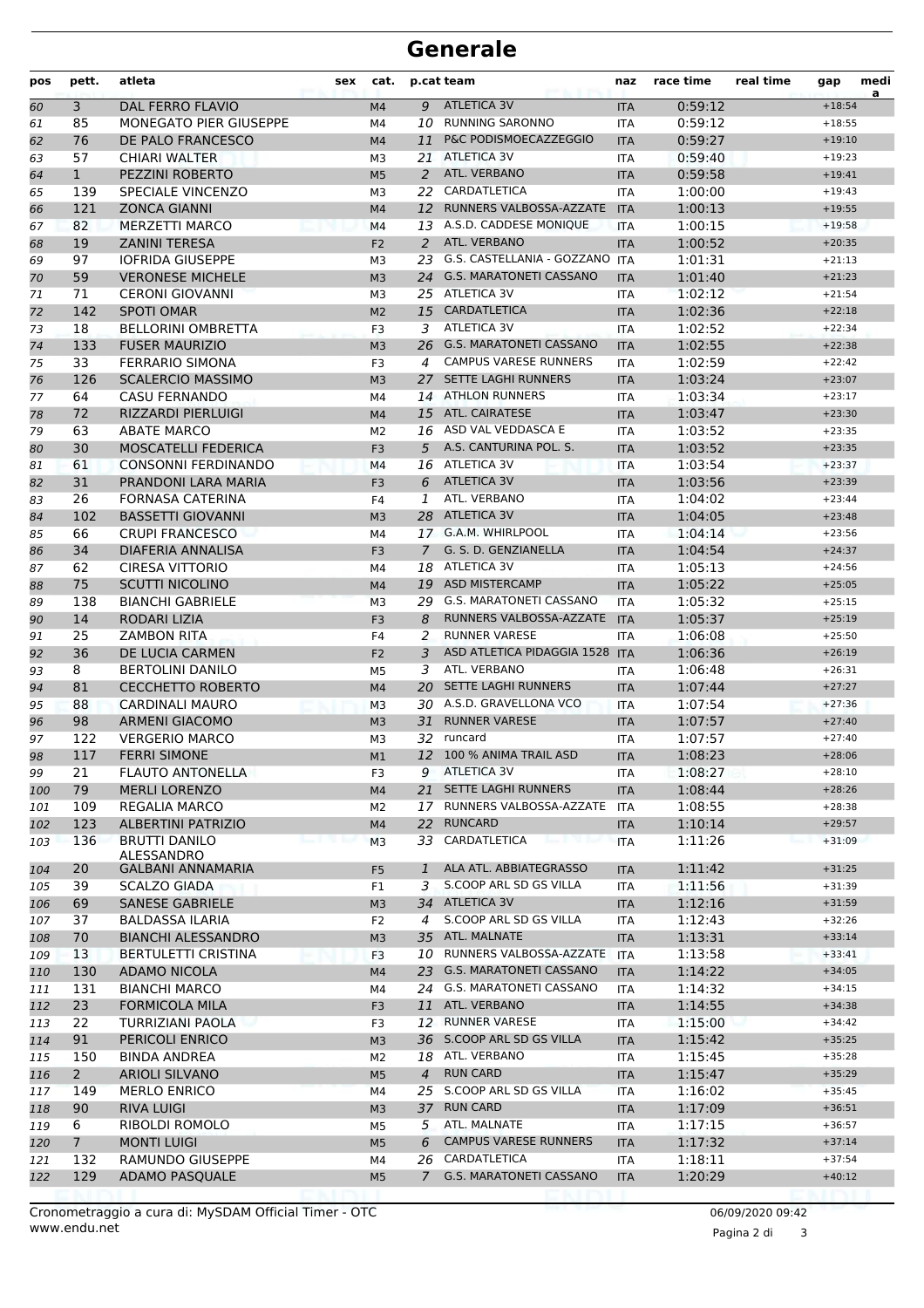# Generale

| pos | pett. | atleta | sex | cat. | p.cat | team | naz | race time | real time | gap | media |
|---|---|---|---|---|---|---|---|---|---|---|---|
| 60 | 3 | DAL FERRO FLAVIO | | M4 | 9 | ATLETICA 3V | ITA | 0:59:12 | | +18:54 | |
| 61 | 85 | MONEGATO PIER GIUSEPPE | | M4 | 10 | RUNNING SARONNO | ITA | 0:59:12 | | +18:55 | |
| 62 | 76 | DE PALO FRANCESCO | | M4 | 11 | P&C PODISMOECAZZEGGIO | ITA | 0:59:27 | | +19:10 | |
| 63 | 57 | CHIARI WALTER | | M3 | 21 | ATLETICA 3V | ITA | 0:59:40 | | +19:23 | |
| 64 | 1 | PEZZINI ROBERTO | | M5 | 2 | ATL. VERBANO | ITA | 0:59:58 | | +19:41 | |
| 65 | 139 | SPECIALE VINCENZO | | M3 | 22 | CARDATLETICA | ITA | 1:00:00 | | +19:43 | |
| 66 | 121 | ZONCA GIANNI | | M4 | 12 | RUNNERS VALBOSSA-AZZATE | ITA | 1:00:13 | | +19:55 | |
| 67 | 82 | MERZETTI MARCO | | M4 | 13 | A.S.D. CADDESE MONIQUE | ITA | 1:00:15 | | +19:58 | |
| 68 | 19 | ZANINI TERESA | | F2 | 2 | ATL. VERBANO | ITA | 1:00:52 | | +20:35 | |
| 69 | 97 | IOFRIDA GIUSEPPE | | M3 | 23 | G.S. CASTELLANIA - GOZZANO | ITA | 1:01:31 | | +21:13 | |
| 70 | 59 | VERONESE MICHELE | | M3 | 24 | G.S. MARATONETI CASSANO | ITA | 1:01:40 | | +21:23 | |
| 71 | 71 | CERONI GIOVANNI | | M3 | 25 | ATLETICA 3V | ITA | 1:02:12 | | +21:54 | |
| 72 | 142 | SPOTI OMAR | | M2 | 15 | CARDATLETICA | ITA | 1:02:36 | | +22:18 | |
| 73 | 18 | BELLORINI OMBRETTA | | F3 | 3 | ATLETICA 3V | ITA | 1:02:52 | | +22:34 | |
| 74 | 133 | FUSER MAURIZIO | | M3 | 26 | G.S. MARATONETI CASSANO | ITA | 1:02:55 | | +22:38 | |
| 75 | 33 | FERRARIO SIMONA | | F3 | 4 | CAMPUS VARESE RUNNERS | ITA | 1:02:59 | | +22:42 | |
| 76 | 126 | SCALERCIO MASSIMO | | M3 | 27 | SETTE LAGHI RUNNERS | ITA | 1:03:24 | | +23:07 | |
| 77 | 64 | CASU FERNANDO | | M4 | 14 | ATHLON RUNNERS | ITA | 1:03:34 | | +23:17 | |
| 78 | 72 | RIZZARDI PIERLUIGI | | M4 | 15 | ATL. CAIRATESE | ITA | 1:03:47 | | +23:30 | |
| 79 | 63 | ABATE MARCO | | M2 | 16 | ASD VAL VEDDASCA E | ITA | 1:03:52 | | +23:35 | |
| 80 | 30 | MOSCATELLI FEDERICA | | F3 | 5 | A.S. CANTURINA POL. S. | ITA | 1:03:52 | | +23:35 | |
| 81 | 61 | CONSONNI FERDINANDO | | M4 | 16 | ATLETICA 3V | ITA | 1:03:54 | | +23:37 | |
| 82 | 31 | PRANDONI LARA MARIA | | F3 | 6 | ATLETICA 3V | ITA | 1:03:56 | | +23:39 | |
| 83 | 26 | FORNASA CATERINA | | F4 | 1 | ATL. VERBANO | ITA | 1:04:02 | | +23:44 | |
| 84 | 102 | BASSETTI GIOVANNI | | M3 | 28 | ATLETICA 3V | ITA | 1:04:05 | | +23:48 | |
| 85 | 66 | CRUPI FRANCESCO | | M4 | 17 | G.A.M. WHIRLPOOL | ITA | 1:04:14 | | +23:56 | |
| 86 | 34 | DIAFERIA ANNALISA | | F3 | 7 | G. S. D. GENZIANELLA | ITA | 1:04:54 | | +24:37 | |
| 87 | 62 | CIRESA VITTORIO | | M4 | 18 | ATLETICA 3V | ITA | 1:05:13 | | +24:56 | |
| 88 | 75 | SCUTTI NICOLINO | | M4 | 19 | ASD MISTERCAMP | ITA | 1:05:22 | | +25:05 | |
| 89 | 138 | BIANCHI GABRIELE | | M3 | 29 | G.S. MARATONETI CASSANO | ITA | 1:05:32 | | +25:15 | |
| 90 | 14 | RODARI LIZIA | | F3 | 8 | RUNNERS VALBOSSA-AZZATE | ITA | 1:05:37 | | +25:19 | |
| 91 | 25 | ZAMBON RITA | | F4 | 2 | RUNNER VARESE | ITA | 1:06:08 | | +25:50 | |
| 92 | 36 | DE LUCIA CARMEN | | F2 | 3 | ASD ATLETICA PIDAGGIA 1528 | ITA | 1:06:36 | | +26:19 | |
| 93 | 8 | BERTOLINI DANILO | | M5 | 3 | ATL. VERBANO | ITA | 1:06:48 | | +26:31 | |
| 94 | 81 | CECCHETTO ROBERTO | | M4 | 20 | SETTE LAGHI RUNNERS | ITA | 1:07:44 | | +27:27 | |
| 95 | 88 | CARDINALI MAURO | | M3 | 30 | A.S.D. GRAVELLONA VCO | ITA | 1:07:54 | | +27:36 | |
| 96 | 98 | ARMENI GIACOMO | | M3 | 31 | RUNNER VARESE | ITA | 1:07:57 | | +27:40 | |
| 97 | 122 | VERGERIO MARCO | | M3 | 32 | runcard | ITA | 1:07:57 | | +27:40 | |
| 98 | 117 | FERRI SIMONE | | M1 | 12 | 100 % ANIMA TRAIL ASD | ITA | 1:08:23 | | +28:06 | |
| 99 | 21 | FLAUTO ANTONELLA | | F3 | 9 | ATLETICA 3V | ITA | 1:08:27 | | +28:10 | |
| 100 | 79 | MERLI LORENZO | | M4 | 21 | SETTE LAGHI RUNNERS | ITA | 1:08:44 | | +28:26 | |
| 101 | 109 | REGALIA MARCO | | M2 | 17 | RUNNERS VALBOSSA-AZZATE | ITA | 1:08:55 | | +28:38 | |
| 102 | 123 | ALBERTINI PATRIZIO | | M4 | 22 | RUNCARD | ITA | 1:10:14 | | +29:57 | |
| 103 | 136 | BRUTTI DANILO ALESSANDRO | | M3 | 33 | CARDATLETICA | ITA | 1:11:26 | | +31:09 | |
| 104 | 20 | GALBANI ANNAMARIA | | F5 | 1 | ALA ATL. ABBIATEGRASSO | ITA | 1:11:42 | | +31:25 | |
| 105 | 39 | SCALZO GIADA | | F1 | 3 | S.COOP ARL SD GS VILLA | ITA | 1:11:56 | | +31:39 | |
| 106 | 69 | SANESE GABRIELE | | M3 | 34 | ATLETICA 3V | ITA | 1:12:16 | | +31:59 | |
| 107 | 37 | BALDASSA ILARIA | | F2 | 4 | S.COOP ARL SD GS VILLA | ITA | 1:12:43 | | +32:26 | |
| 108 | 70 | BIANCHI ALESSANDRO | | M3 | 35 | ATL. MALNATE | ITA | 1:13:31 | | +33:14 | |
| 109 | 13 | BERTULETTI CRISTINA | | F3 | 10 | RUNNERS VALBOSSA-AZZATE | ITA | 1:13:58 | | +33:41 | |
| 110 | 130 | ADAMO NICOLA | | M4 | 23 | G.S. MARATONETI CASSANO | ITA | 1:14:22 | | +34:05 | |
| 111 | 131 | BIANCHI MARCO | | M4 | 24 | G.S. MARATONETI CASSANO | ITA | 1:14:32 | | +34:15 | |
| 112 | 23 | FORMICOLA MILA | | F3 | 11 | ATL. VERBANO | ITA | 1:14:55 | | +34:38 | |
| 113 | 22 | TURRIZIANI PAOLA | | F3 | 12 | RUNNER VARESE | ITA | 1:15:00 | | +34:42 | |
| 114 | 91 | PERICOLI ENRICO | | M3 | 36 | S.COOP ARL SD GS VILLA | ITA | 1:15:42 | | +35:25 | |
| 115 | 150 | BINDA ANDREA | | M2 | 18 | ATL. VERBANO | ITA | 1:15:45 | | +35:28 | |
| 116 | 2 | ARIOLI SILVANO | | M5 | 4 | RUN CARD | ITA | 1:15:47 | | +35:29 | |
| 117 | 149 | MERLO ENRICO | | M4 | 25 | S.COOP ARL SD GS VILLA | ITA | 1:16:02 | | +35:45 | |
| 118 | 90 | RIVA LUIGI | | M3 | 37 | RUN CARD | ITA | 1:17:09 | | +36:51 | |
| 119 | 6 | RIBOLDI ROMOLO | | M5 | 5 | ATL. MALNATE | ITA | 1:17:15 | | +36:57 | |
| 120 | 7 | MONTI LUIGI | | M5 | 6 | CAMPUS VARESE RUNNERS | ITA | 1:17:32 | | +37:14 | |
| 121 | 132 | RAMUNDO GIUSEPPE | | M4 | 26 | CARDATLETICA | ITA | 1:18:11 | | +37:54 | |
| 122 | 129 | ADAMO PASQUALE | | M5 | 7 | G.S. MARATONETI CASSANO | ITA | 1:20:29 | | +40:12 | |

Cronometraggio a cura di: MySDAM Official Timer - OTC
www.endu.net

06/09/2020 09:42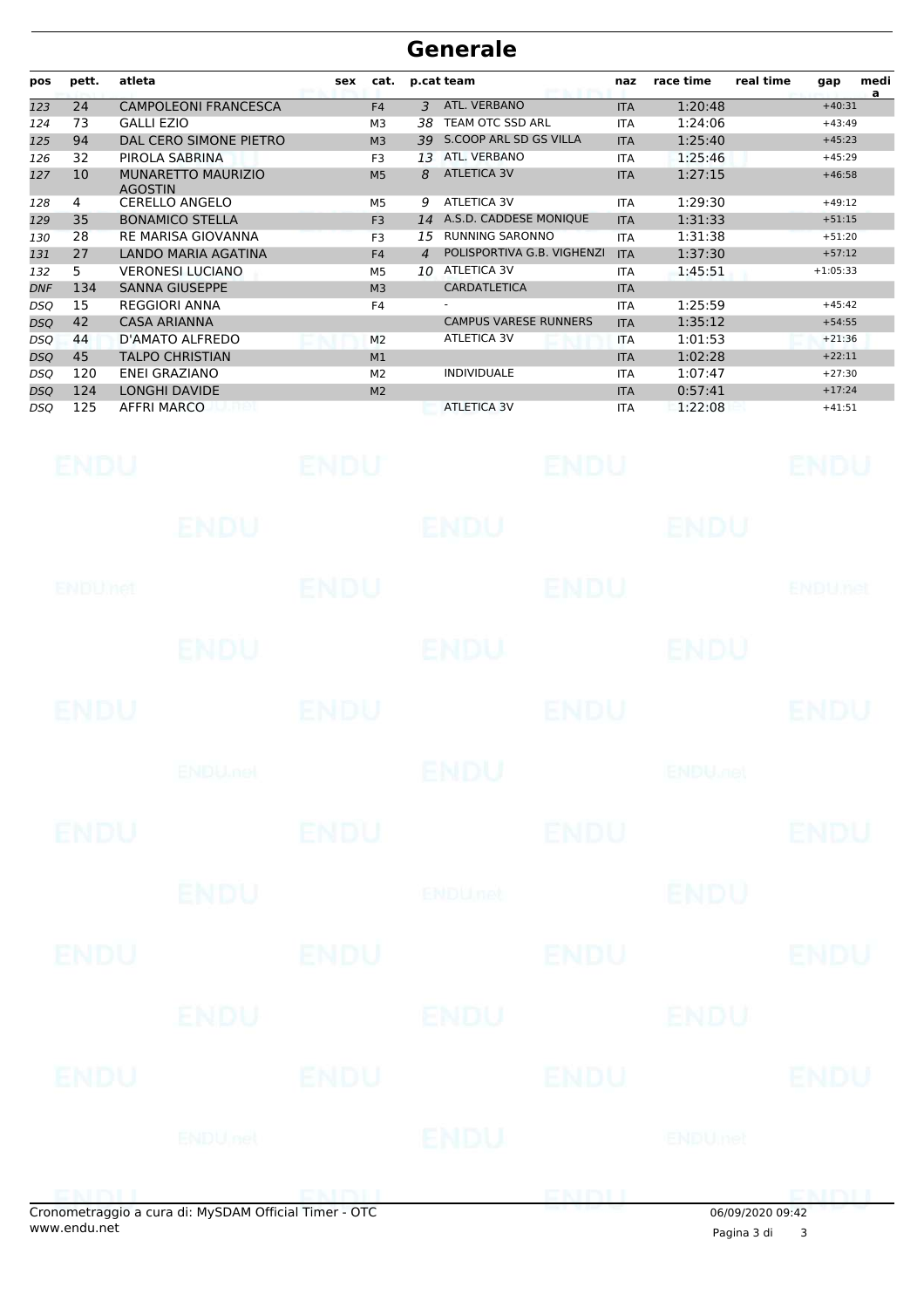# Generale

| pos | pett. | atleta | sex | cat. | p.cat | team | naz | race time | real time | gap | media |
|---|---|---|---|---|---|---|---|---|---|---|---|
| 123 | 24 | CAMPOLEONI FRANCESCA | | F4 | 3 | ATL. VERBANO | ITA | 1:20:48 | | +40:31 | |
| 124 | 73 | GALLI EZIO | | M3 | 38 | TEAM OTC SSD ARL | ITA | 1:24:06 | | +43:49 | |
| 125 | 94 | DAL CERO SIMONE PIETRO | | M3 | 39 | S.COOP ARL SD GS VILLA | ITA | 1:25:40 | | +45:23 | |
| 126 | 32 | PIROLA SABRINA | | F3 | 13 | ATL. VERBANO | ITA | 1:25:46 | | +45:29 | |
| 127 | 10 | MUNARETTO MAURIZIO AGOSTIN | | M5 | 8 | ATLETICA 3V | ITA | 1:27:15 | | +46:58 | |
| 128 | 4 | CERELLO ANGELO | | M5 | 9 | ATLETICA 3V | ITA | 1:29:30 | | +49:12 | |
| 129 | 35 | BONAMICO STELLA | | F3 | 14 | A.S.D. CADDESE MONIQUE | ITA | 1:31:33 | | +51:15 | |
| 130 | 28 | RE MARISA GIOVANNA | | F3 | 15 | RUNNING SARONNO | ITA | 1:31:38 | | +51:20 | |
| 131 | 27 | LANDO MARIA AGATINA | | F4 | 4 | POLISPORTIVA G.B. VIGHENZI | ITA | 1:37:30 | | +57:12 | |
| 132 | 5 | VERONESI LUCIANO | | M5 | 10 | ATLETICA 3V | ITA | 1:45:51 | | +1:05:33 | |
| DNF | 134 | SANNA GIUSEPPE | | M3 | | CARDATLETICA | ITA | | | | |
| DSQ | 15 | REGGIORI ANNA | | F4 | | - | ITA | 1:25:59 | | +45:42 | |
| DSQ | 42 | CASA ARIANNA | | | | CAMPUS VARESE RUNNERS | ITA | 1:35:12 | | +54:55 | |
| DSQ | 44 | D'AMATO ALFREDO | | M2 | | ATLETICA 3V | ITA | 1:01:53 | | +21:36 | |
| DSQ | 45 | TALPO CHRISTIAN | | M1 | | | ITA | 1:02:28 | | +22:11 | |
| DSQ | 120 | ENEI GRAZIANO | | M2 | | INDIVIDUALE | ITA | 1:07:47 | | +27:30 | |
| DSQ | 124 | LONGHI DAVIDE | | M2 | | | ITA | 0:57:41 | | +17:24 | |
| DSQ | 125 | AFFRI MARCO | | | | ATLETICA 3V | ITA | 1:22:08 | | +41:51 | |

Cronometraggio a cura di: MySDAM Official Timer - OTC
www.endu.net

06/09/2020 09:42